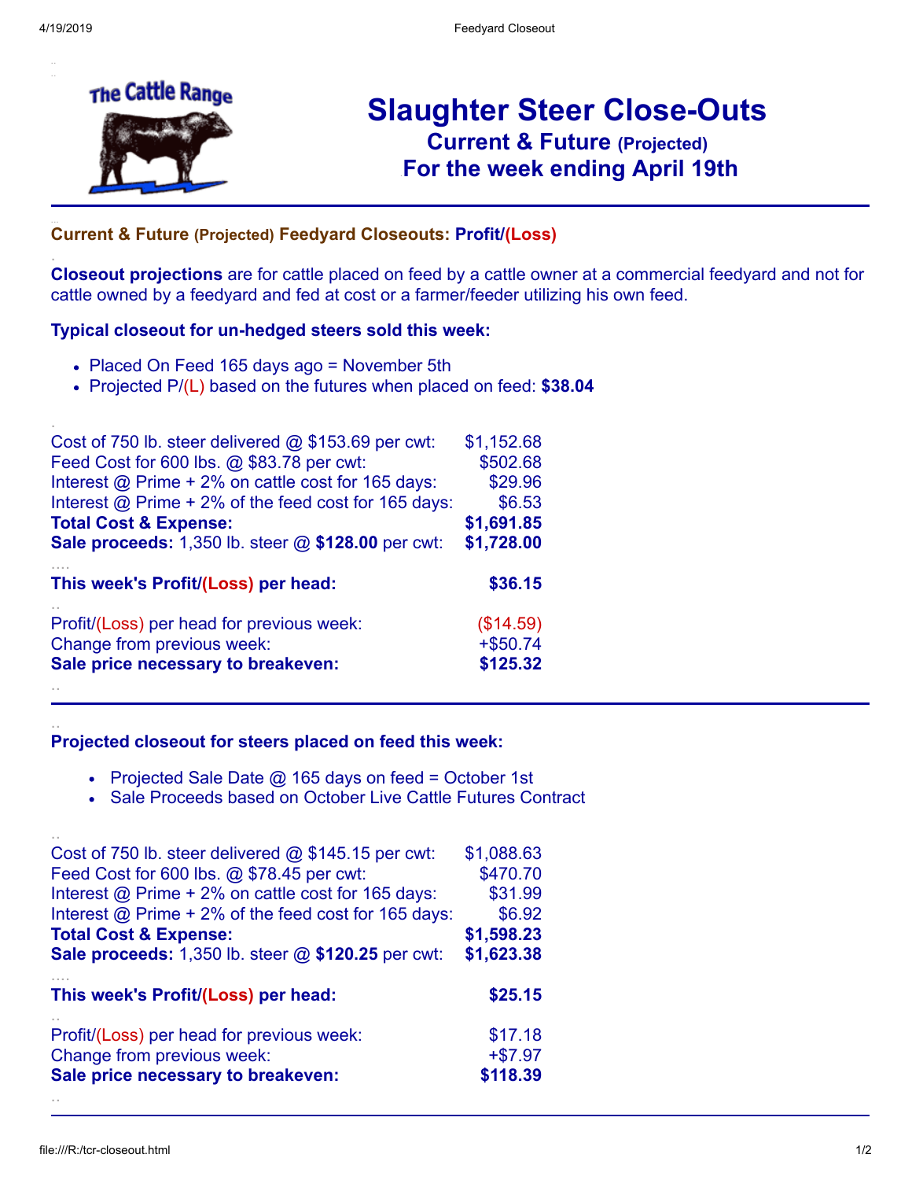The Cattle Range

# Slaughter Steer Close-Outs
## Current & Future (Projected)
## For the week ending April 19th

---

### Current & Future (Projected) Feedyard Closeouts: Profit/(Loss)

**Closeout projections** are for cattle placed on feed by a cattle owner at a commercial feedyard and not for cattle owned by a feedyard and fed at cost or a farmer/feeder utilizing his own feed.

**Typical closeout for un-hedged steers sold this week:**

- Placed On Feed 165 days ago = November 5th
- Projected P/(L) based on the futures when placed on feed: **$38.04**

| | |
|---|---:|
| Cost of 750 lb. steer delivered @ $153.69 per cwt: | $1,152.68 |
| Feed Cost for 600 lbs. @ $83.78 per cwt: | $502.68 |
| Interest @ Prime + 2% on cattle cost for 165 days: | $29.96 |
| Interest @ Prime + 2% of the feed cost for 165 days: | $6.53 |
| **Total Cost & Expense:** | **$1,691.85** |
| **Sale proceeds:** 1,350 lb. steer @ **$128.00** per cwt: | **$1,728.00** |
| **This week's Profit/(Loss) per head:** | **$36.15** |
| Profit/(Loss) per head for previous week: | ($14.59) |
| Change from previous week: | +$50.74 |
| **Sale price necessary to breakeven:** | **$125.32** |

---

**Projected closeout for steers placed on feed this week:**

- Projected Sale Date @ 165 days on feed = October 1st
- Sale Proceeds based on October Live Cattle Futures Contract

| | |
|---|---:|
| Cost of 750 lb. steer delivered @ $145.15 per cwt: | $1,088.63 |
| Feed Cost for 600 lbs. @ $78.45 per cwt: | $470.70 |
| Interest @ Prime + 2% on cattle cost for 165 days: | $31.99 |
| Interest @ Prime + 2% of the feed cost for 165 days: | $6.92 |
| **Total Cost & Expense:** | **$1,598.23** |
| **Sale proceeds:** 1,350 lb. steer @ **$120.25** per cwt: | **$1,623.38** |
| **This week's Profit/(Loss) per head:** | **$25.15** |
| Profit/(Loss) per head for previous week: | $17.18 |
| Change from previous week: | +$7.97 |
| **Sale price necessary to breakeven:** | **$118.39** |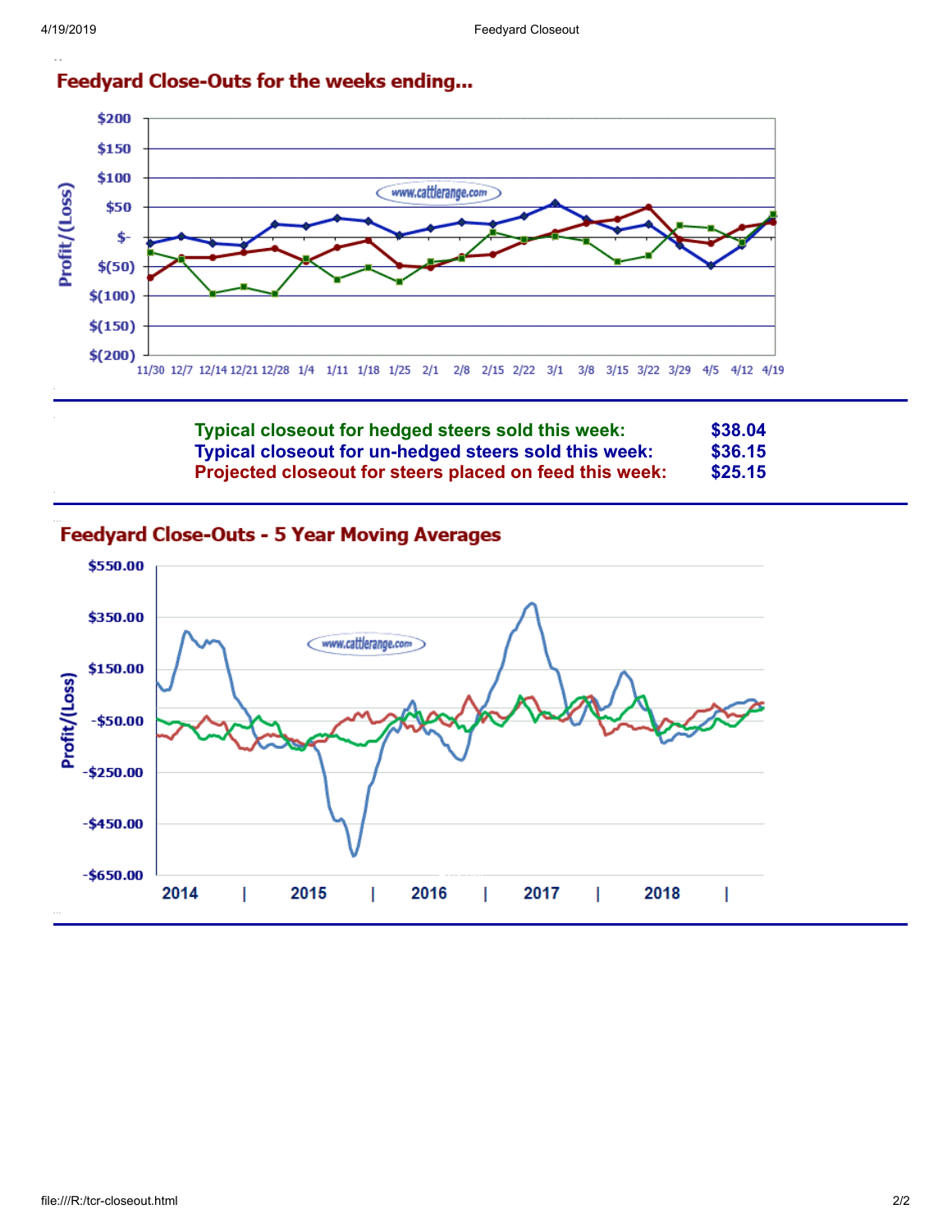## Feedyard Close-Outs for the weeks ending...

Profit/(Loss)

$200
$150
$100
$50
$-
$(50)
$(100)
$(150)
$(200)

www.cattlerange.com

11/30 12/7 12/14 12/21 12/28 1/4 1/11 1/18 1/25 2/1 2/8 2/15 2/22 3/1 3/8 3/15 3/22 3/29 4/5 4/12 4/19

| | |
|---|---|
| **Typical closeout for hedged steers sold this week:** | **$38.04** |
| **Typical closeout for un-hedged steers sold this week:** | **$36.15** |
| **Projected closeout for steers placed on feed this week:** | **$25.15** |

## Feedyard Close-Outs - 5 Year Moving Averages

Profit/(Loss)

$550.00
$350.00
$150.00
-$50.00
-$250.00
-$450.00
-$650.00

www.cattlerange.com

2014 | 2015 | 2016 | 2017 | 2018 |